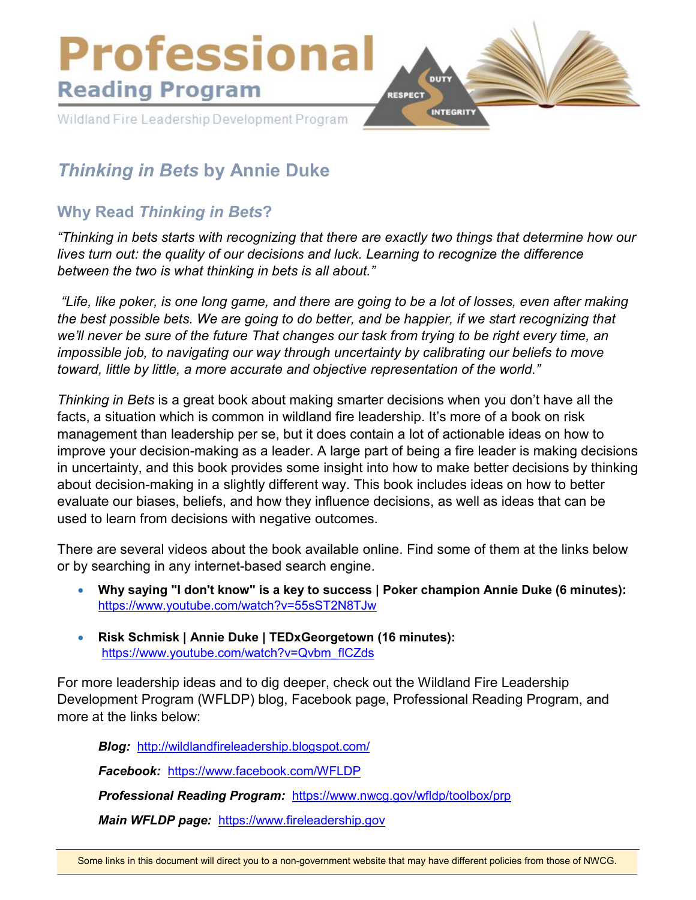# Professional Reading Program

Wildland Fire Leadership Development Program

## *Thinking in Bets* by Annie Duke

### Why Read *Thinking in Bets*?

*"Thinking in bets starts with recognizing that there are exactly two things that determine how our lives turn out: the quality of our decisions and luck. Learning to recognize the difference between the two is what thinking in bets is all about."*

*"Life, like poker, is one long game, and there are going to be a lot of losses, even after making the best possible bets. We are going to do better, and be happier, if we start recognizing that we'll never be sure of the future That changes our task from trying to be right every time, an impossible job, to navigating our way through uncertainty by calibrating our beliefs to move toward, little by little, a more accurate and objective representation of the world."*

*Thinking in Bets* is a great book about making smarter decisions when you don't have all the facts, a situation which is common in wildland fire leadership. It's more of a book on risk management than leadership per se, but it does contain a lot of actionable ideas on how to improve your decision-making as a leader. A large part of being a fire leader is making decisions in uncertainty, and this book provides some insight into how to make better decisions by thinking about decision-making in a slightly different way. This book includes ideas on how to better evaluate our biases, beliefs, and how they influence decisions, as well as ideas that can be used to learn from decisions with negative outcomes.

There are several videos about the book available online. Find some of them at the links below or by searching in any internet-based search engine.

- **Why saying "I don't know" is a key to success | Poker champion Annie Duke (6 minutes):** https://www.youtube.com/watch?v=55sST2N8TJw
- **Risk Schmisk | Annie Duke | TEDxGeorgetown (16 minutes):** https://www.youtube.com/watch?v=Qvbm_flCZds

For more leadership ideas and to dig deeper, check out the Wildland Fire Leadership Development Program (WFLDP) blog, Facebook page, Professional Reading Program, and more at the links below:

***Blog:*** http://wildlandfireleadership.blogspot.com/

***Facebook:*** https://www.facebook.com/WFLDP

***Professional Reading Program:*** https://www.nwcg.gov/wfldp/toolbox/prp

***Main WFLDP page:*** https://www.fireleadership.gov

Some links in this document will direct you to a non-government website that may have different policies from those of NWCG.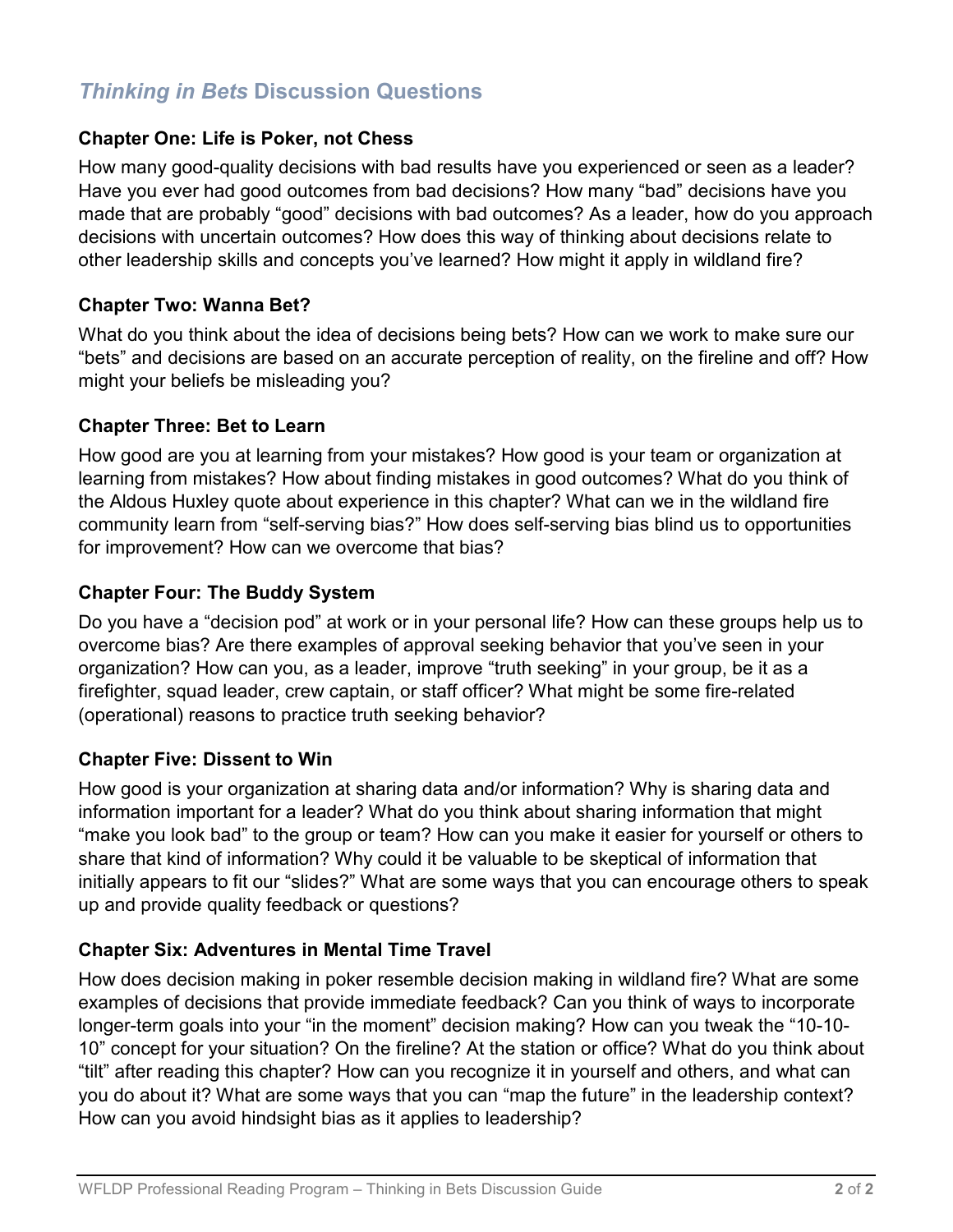## *Thinking in Bets* Discussion Questions

### Chapter One: Life is Poker, not Chess

How many good-quality decisions with bad results have you experienced or seen as a leader? Have you ever had good outcomes from bad decisions? How many "bad" decisions have you made that are probably "good" decisions with bad outcomes? As a leader, how do you approach decisions with uncertain outcomes? How does this way of thinking about decisions relate to other leadership skills and concepts you've learned? How might it apply in wildland fire?

### Chapter Two: Wanna Bet?

What do you think about the idea of decisions being bets? How can we work to make sure our "bets" and decisions are based on an accurate perception of reality, on the fireline and off? How might your beliefs be misleading you?

### Chapter Three: Bet to Learn

How good are you at learning from your mistakes? How good is your team or organization at learning from mistakes? How about finding mistakes in good outcomes? What do you think of the Aldous Huxley quote about experience in this chapter? What can we in the wildland fire community learn from "self-serving bias?" How does self-serving bias blind us to opportunities for improvement? How can we overcome that bias?

### Chapter Four: The Buddy System

Do you have a "decision pod" at work or in your personal life? How can these groups help us to overcome bias? Are there examples of approval seeking behavior that you've seen in your organization? How can you, as a leader, improve "truth seeking" in your group, be it as a firefighter, squad leader, crew captain, or staff officer? What might be some fire-related (operational) reasons to practice truth seeking behavior?

### Chapter Five: Dissent to Win

How good is your organization at sharing data and/or information? Why is sharing data and information important for a leader? What do you think about sharing information that might "make you look bad" to the group or team? How can you make it easier for yourself or others to share that kind of information? Why could it be valuable to be skeptical of information that initially appears to fit our "slides?" What are some ways that you can encourage others to speak up and provide quality feedback or questions?

### Chapter Six: Adventures in Mental Time Travel

How does decision making in poker resemble decision making in wildland fire? What are some examples of decisions that provide immediate feedback? Can you think of ways to incorporate longer-term goals into your "in the moment" decision making? How can you tweak the "10-10-10" concept for your situation? On the fireline? At the station or office? What do you think about "tilt" after reading this chapter? How can you recognize it in yourself and others, and what can you do about it? What are some ways that you can "map the future" in the leadership context? How can you avoid hindsight bias as it applies to leadership?